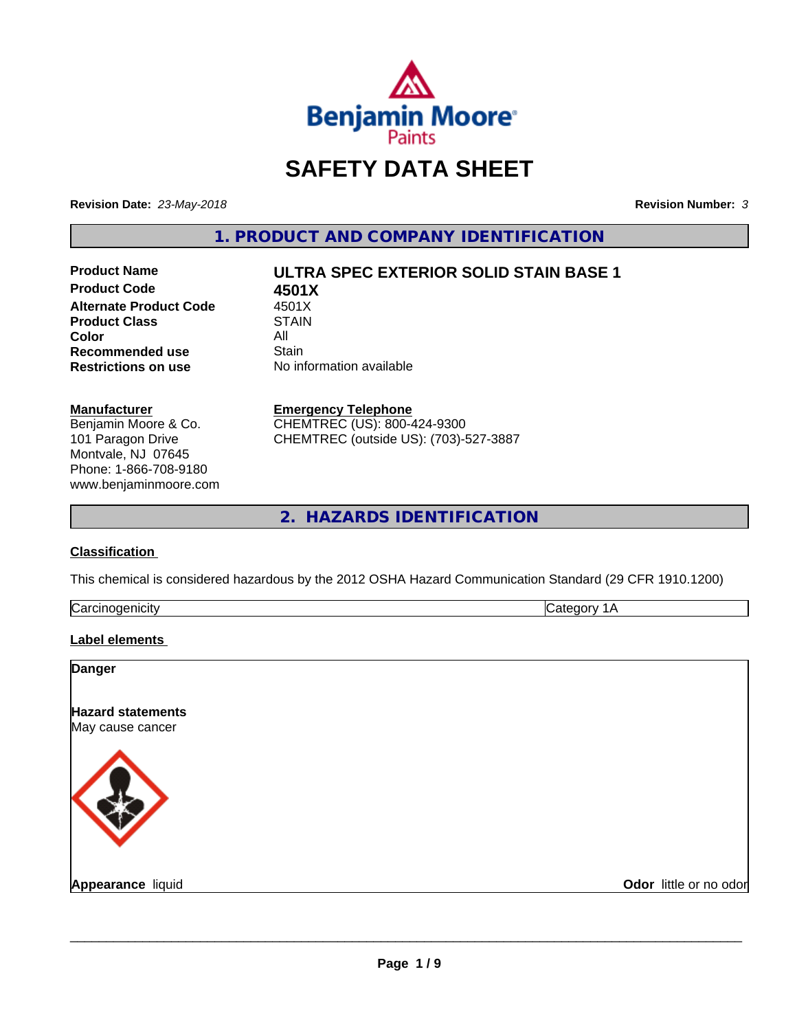# SAFETY DATA SHEET

**Revision Date:** *23-May-2018* **Revision Number:** *3*

## 1. PRODUCT AND COMPANY IDENTIFICATION

| | |
|---|---|
| **Product Name** | **ULTRA SPEC EXTERIOR SOLID STAIN BASE 1** |
| **Product Code** | **4501X** |
| **Alternate Product Code** | 4501X |
| **Product Class** | STAIN |
| **Color** | All |
| **Recommended use** | Stain |
| **Restrictions on use** | No information available |

**Manufacturer**
Benjamin Moore & Co.
101 Paragon Drive
Montvale, NJ 07645
Phone: 1-866-708-9180
www.benjaminmoore.com

**Emergency Telephone**
CHEMTREC (US): 800-424-9300
CHEMTREC (outside US): (703)-527-3887

## 2. HAZARDS IDENTIFICATION

**Classification**

This chemical is considered hazardous by the 2012 OSHA Hazard Communication Standard (29 CFR 1910.1200)

| Carcinogenicity | Category 1A |
|---|---|

**Label elements**

**Danger**

**Hazard statements**
May cause cancer

**Appearance** liquid **Odor** little or no odor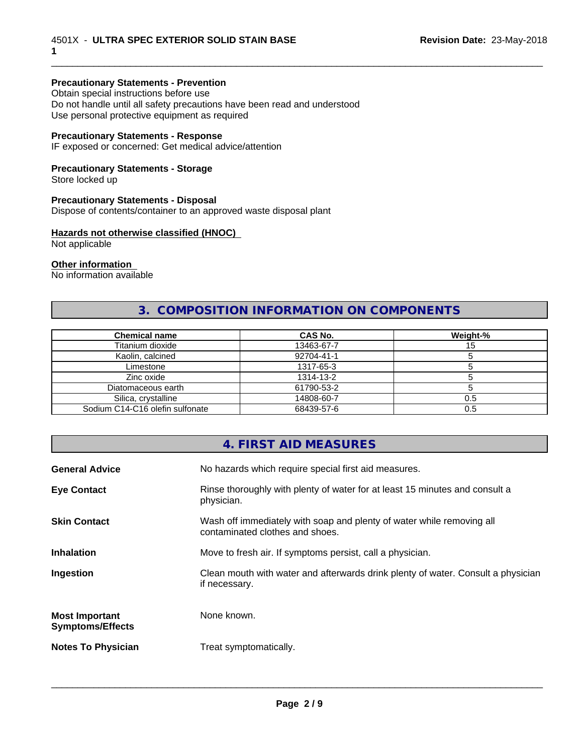**Precautionary Statements - Prevention**
Obtain special instructions before use
Do not handle until all safety precautions have been read and understood
Use personal protective equipment as required

**Precautionary Statements - Response**
IF exposed or concerned: Get medical advice/attention

**Precautionary Statements - Storage**
Store locked up

**Precautionary Statements - Disposal**
Dispose of contents/container to an approved waste disposal plant

**Hazards not otherwise classified (HNOC)**
Not applicable

**Other information**
No information available

## 3. COMPOSITION INFORMATION ON COMPONENTS

| Chemical name | CAS No. | Weight-% |
|---|---|---|
| Titanium dioxide | 13463-67-7 | 15 |
| Kaolin, calcined | 92704-41-1 | 5 |
| Limestone | 1317-65-3 | 5 |
| Zinc oxide | 1314-13-2 | 5 |
| Diatomaceous earth | 61790-53-2 | 5 |
| Silica, crystalline | 14808-60-7 | 0.5 |
| Sodium C14-C16 olefin sulfonate | 68439-57-6 | 0.5 |

## 4. FIRST AID MEASURES

**General Advice** No hazards which require special first aid measures.

**Eye Contact** Rinse thoroughly with plenty of water for at least 15 minutes and consult a physician.

**Skin Contact** Wash off immediately with soap and plenty of water while removing all contaminated clothes and shoes.

**Inhalation** Move to fresh air. If symptoms persist, call a physician.

**Ingestion** Clean mouth with water and afterwards drink plenty of water. Consult a physician if necessary.

**Most Important Symptoms/Effects** None known.

**Notes To Physician** Treat symptomatically.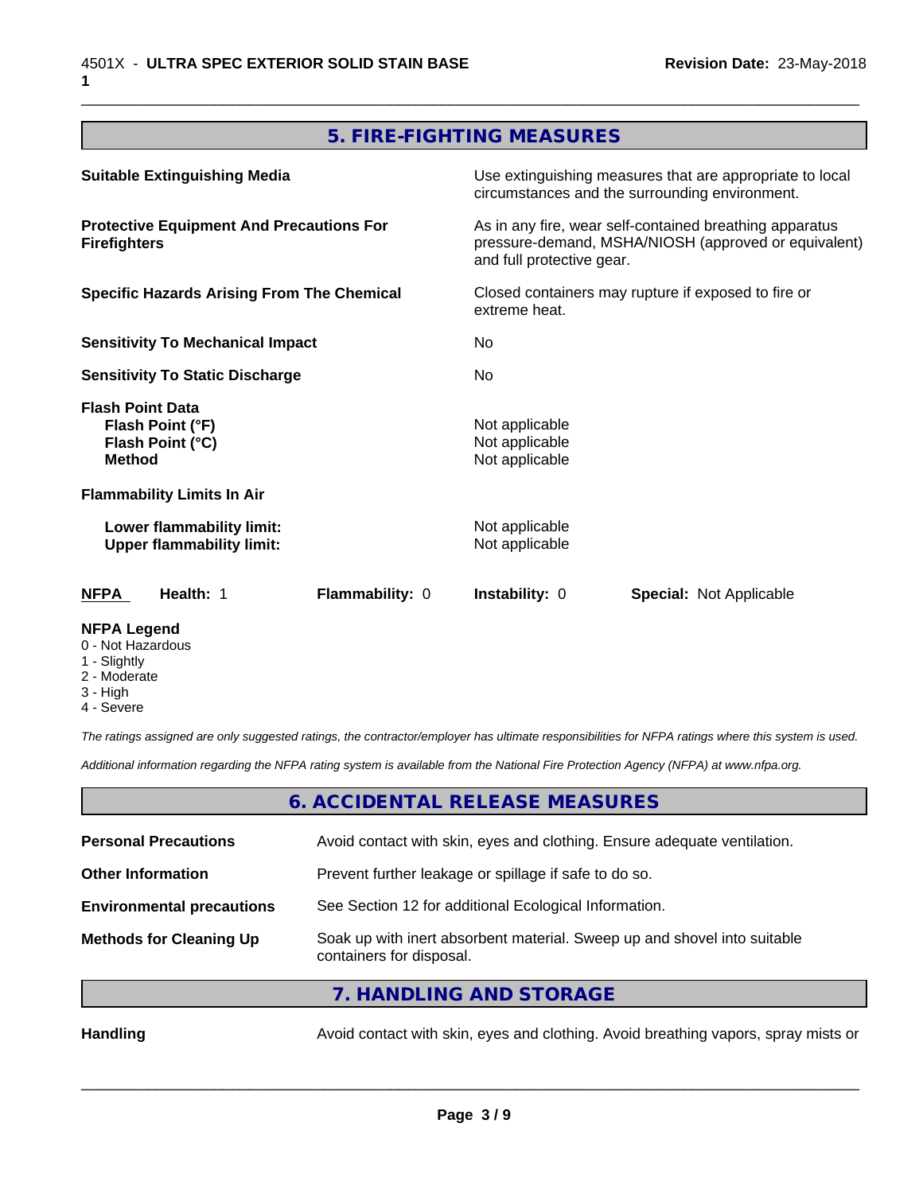## 5. FIRE-FIGHTING MEASURES

| | |
|---|---|
| **Suitable Extinguishing Media** | Use extinguishing measures that are appropriate to local circumstances and the surrounding environment. |
| **Protective Equipment And Precautions For Firefighters** | As in any fire, wear self-contained breathing apparatus pressure-demand, MSHA/NIOSH (approved or equivalent) and full protective gear. |
| **Specific Hazards Arising From The Chemical** | Closed containers may rupture if exposed to fire or extreme heat. |
| **Sensitivity To Mechanical Impact** | No |
| **Sensitivity To Static Discharge** | No |

**Flash Point Data**

| | |
|---|---|
| **Flash Point (°F)** | Not applicable |
| **Flash Point (°C)** | Not applicable |
| **Method** | Not applicable |

**Flammability Limits In Air**

| | |
|---|---|
| **Lower flammability limit:** | Not applicable |
| **Upper flammability limit:** | Not applicable |

| **NFPA** | **Health:** 1 | **Flammability:** 0 | **Instability:** 0 | **Special:** Not Applicable |
|---|---|---|---|---|

**NFPA Legend**
- 0 - Not Hazardous
- 1 - Slightly
- 2 - Moderate
- 3 - High
- 4 - Severe

*The ratings assigned are only suggested ratings, the contractor/employer has ultimate responsibilities for NFPA ratings where this system is used.*

*Additional information regarding the NFPA rating system is available from the National Fire Protection Agency (NFPA) at www.nfpa.org.*

## 6. ACCIDENTAL RELEASE MEASURES

| | |
|---|---|
| **Personal Precautions** | Avoid contact with skin, eyes and clothing. Ensure adequate ventilation. |
| **Other Information** | Prevent further leakage or spillage if safe to do so. |
| **Environmental precautions** | See Section 12 for additional Ecological Information. |
| **Methods for Cleaning Up** | Soak up with inert absorbent material. Sweep up and shovel into suitable containers for disposal. |

## 7. HANDLING AND STORAGE

| | |
|---|---|
| **Handling** | Avoid contact with skin, eyes and clothing. Avoid breathing vapors, spray mists or |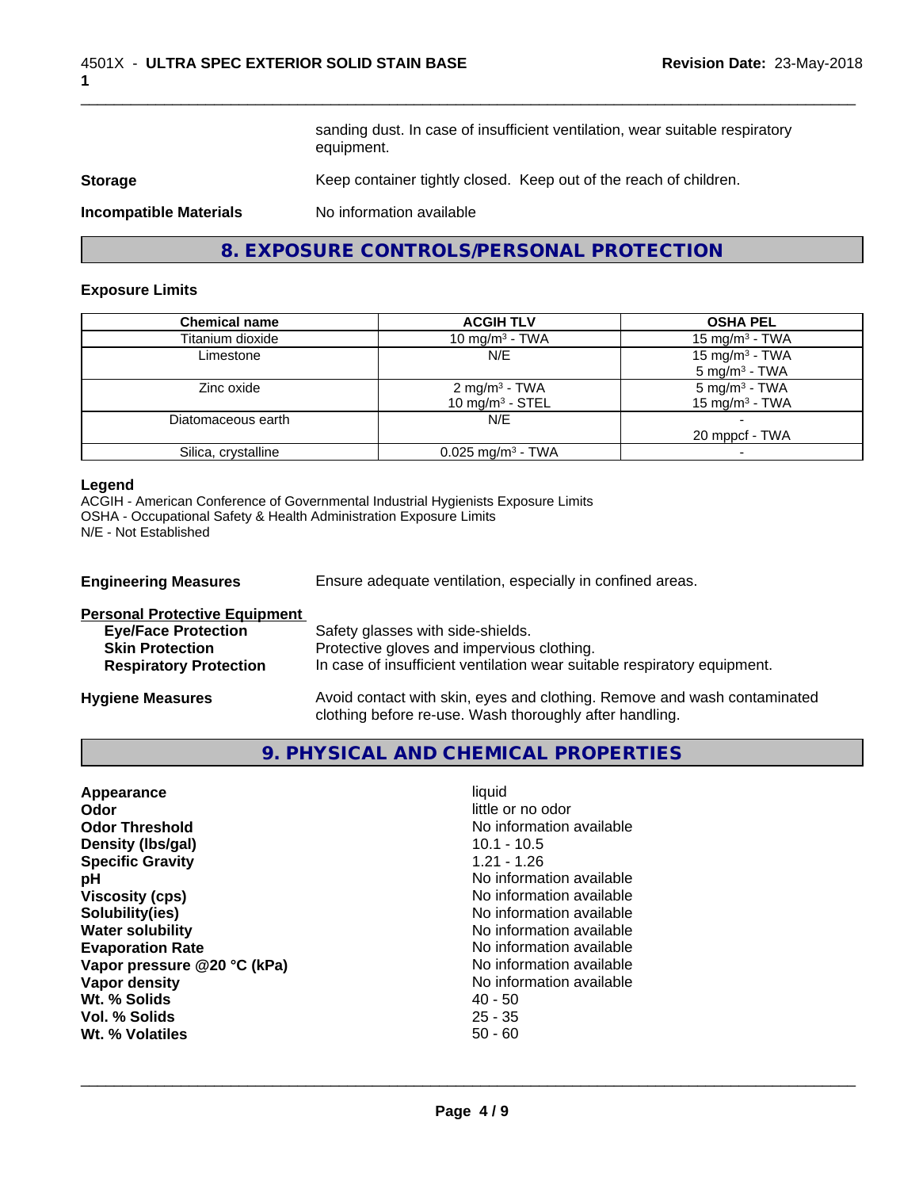sanding dust. In case of insufficient ventilation, wear suitable respiratory equipment.

**Storage** Keep container tightly closed. Keep out of the reach of children.

**Incompatible Materials** No information available

## 8. EXPOSURE CONTROLS/PERSONAL PROTECTION

### Exposure Limits

| Chemical name | ACGIH TLV | OSHA PEL |
|---|---|---|
| Titanium dioxide | 10 mg/m³ - TWA | 15 mg/m³ - TWA |
| Limestone | N/E | 15 mg/m³ - TWA<br>5 mg/m³ - TWA |
| Zinc oxide | 2 mg/m³ - TWA<br>10 mg/m³ - STEL | 5 mg/m³ - TWA<br>15 mg/m³ - TWA |
| Diatomaceous earth | N/E | -<br>20 mppcf - TWA |
| Silica, crystalline | 0.025 mg/m³ - TWA | - |

**Legend**
ACGIH - American Conference of Governmental Industrial Hygienists Exposure Limits
OSHA - Occupational Safety & Health Administration Exposure Limits
N/E - Not Established

**Engineering Measures** Ensure adequate ventilation, especially in confined areas.

**Personal Protective Equipment**
- **Eye/Face Protection** Safety glasses with side-shields.
- **Skin Protection** Protective gloves and impervious clothing.
- **Respiratory Protection** In case of insufficient ventilation wear suitable respiratory equipment.

**Hygiene Measures** Avoid contact with skin, eyes and clothing. Remove and wash contaminated clothing before re-use. Wash thoroughly after handling.

## 9. PHYSICAL AND CHEMICAL PROPERTIES

| | |
|---|---|
| **Appearance** | liquid |
| **Odor** | little or no odor |
| **Odor Threshold** | No information available |
| **Density (lbs/gal)** | 10.1 - 10.5 |
| **Specific Gravity** | 1.21 - 1.26 |
| **pH** | No information available |
| **Viscosity (cps)** | No information available |
| **Solubility(ies)** | No information available |
| **Water solubility** | No information available |
| **Evaporation Rate** | No information available |
| **Vapor pressure @20 °C (kPa)** | No information available |
| **Vapor density** | No information available |
| **Wt. % Solids** | 40 - 50 |
| **Vol. % Solids** | 25 - 35 |
| **Wt. % Volatiles** | 50 - 60 |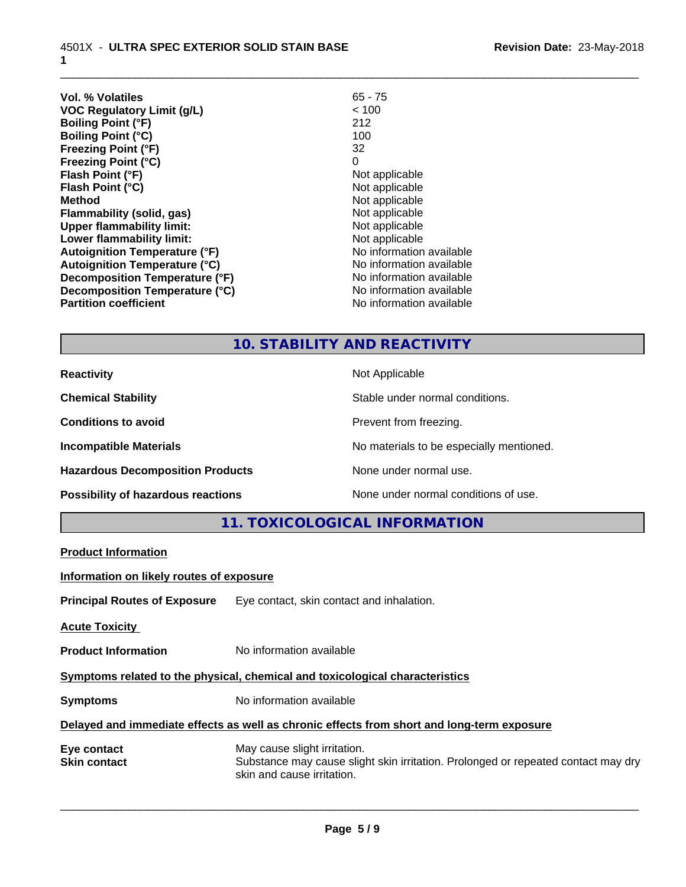| | |
|---|---|
| **Vol. % Volatiles** | 65 - 75 |
| **VOC Regulatory Limit (g/L)** | < 100 |
| **Boiling Point (°F)** | 212 |
| **Boiling Point (°C)** | 100 |
| **Freezing Point (°F)** | 32 |
| **Freezing Point (°C)** | 0 |
| **Flash Point (°F)** | Not applicable |
| **Flash Point (°C)** | Not applicable |
| **Method** | Not applicable |
| **Flammability (solid, gas)** | Not applicable |
| **Upper flammability limit:** | Not applicable |
| **Lower flammability limit:** | Not applicable |
| **Autoignition Temperature (°F)** | No information available |
| **Autoignition Temperature (°C)** | No information available |
| **Decomposition Temperature (°F)** | No information available |
| **Decomposition Temperature (°C)** | No information available |
| **Partition coefficient** | No information available |

## 10. STABILITY AND REACTIVITY

| | |
|---|---|
| **Reactivity** | Not Applicable |
| **Chemical Stability** | Stable under normal conditions. |
| **Conditions to avoid** | Prevent from freezing. |
| **Incompatible Materials** | No materials to be especially mentioned. |
| **Hazardous Decomposition Products** | None under normal use. |
| **Possibility of hazardous reactions** | None under normal conditions of use. |

## 11. TOXICOLOGICAL INFORMATION

**Product Information**

**Information on likely routes of exposure**

**Principal Routes of Exposure** Eye contact, skin contact and inhalation.

**Acute Toxicity**

**Product Information** No information available

**Symptoms related to the physical, chemical and toxicological characteristics**

**Symptoms** No information available

**Delayed and immediate effects as well as chronic effects from short and long-term exposure**

| | |
|---|---|
| **Eye contact** | May cause slight irritation. |
| **Skin contact** | Substance may cause slight skin irritation. Prolonged or repeated contact may dry skin and cause irritation. |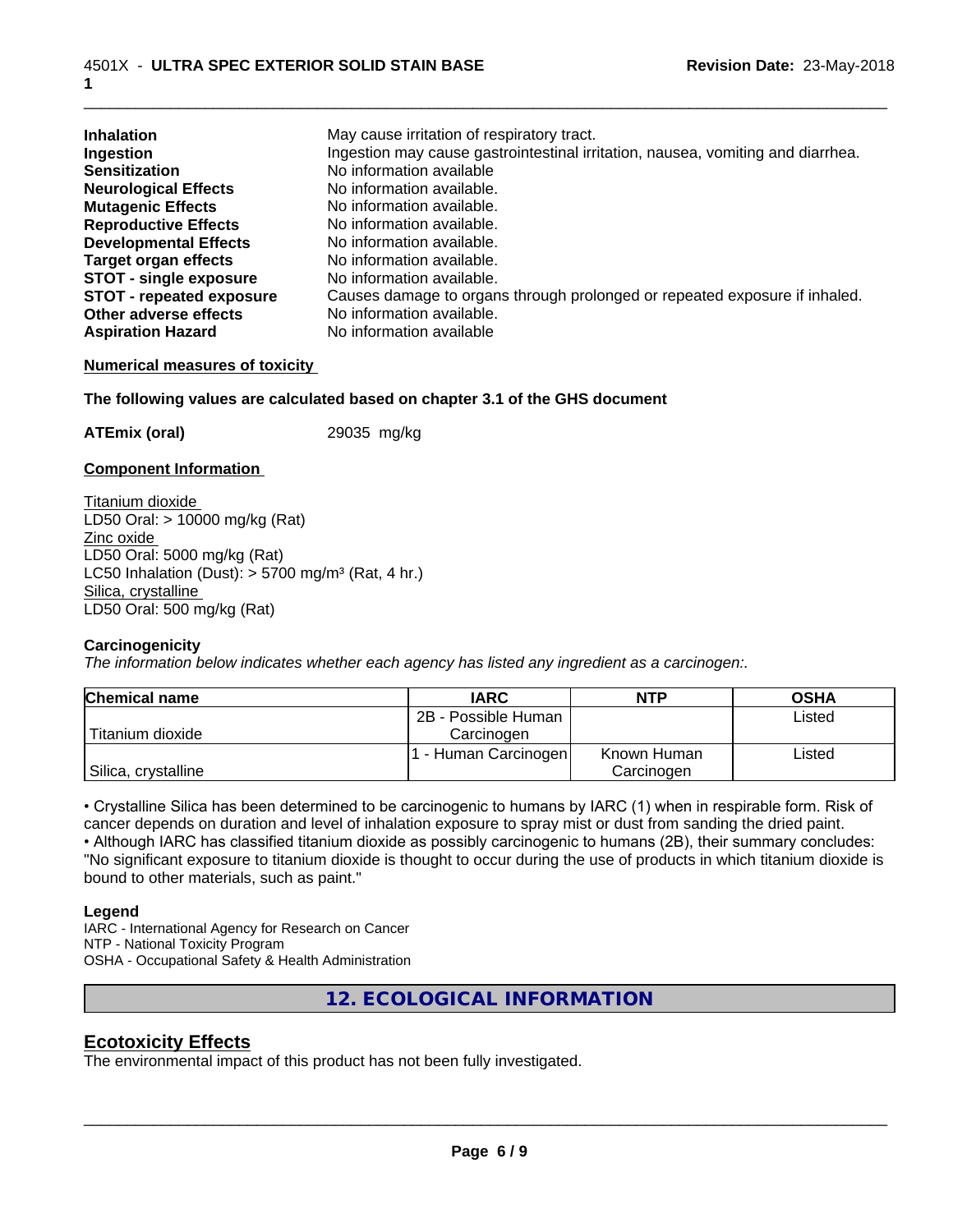| | |
|---|---|
| **Inhalation** | May cause irritation of respiratory tract. |
| **Ingestion** | Ingestion may cause gastrointestinal irritation, nausea, vomiting and diarrhea. |
| **Sensitization** | No information available |
| **Neurological Effects** | No information available. |
| **Mutagenic Effects** | No information available. |
| **Reproductive Effects** | No information available. |
| **Developmental Effects** | No information available. |
| **Target organ effects** | No information available. |
| **STOT - single exposure** | No information available. |
| **STOT - repeated exposure** | Causes damage to organs through prolonged or repeated exposure if inhaled. |
| **Other adverse effects** | No information available. |
| **Aspiration Hazard** | No information available |

**Numerical measures of toxicity**

**The following values are calculated based on chapter 3.1 of the GHS document**

**ATEmix (oral)** 29035 mg/kg

**Component Information**

Titanium dioxide
LD50 Oral: > 10000 mg/kg (Rat)
Zinc oxide
LD50 Oral: 5000 mg/kg (Rat)
LC50 Inhalation (Dust): > 5700 mg/m³ (Rat, 4 hr.)
Silica, crystalline
LD50 Oral: 500 mg/kg (Rat)

**Carcinogenicity**

*The information below indicates whether each agency has listed any ingredient as a carcinogen:.*

| Chemical name | IARC | NTP | OSHA |
|---|---|---|---|
| Titanium dioxide | 2B - Possible Human Carcinogen | | Listed |
| Silica, crystalline | 1 - Human Carcinogen | Known Human Carcinogen | Listed |

• Crystalline Silica has been determined to be carcinogenic to humans by IARC (1) when in respirable form. Risk of cancer depends on duration and level of inhalation exposure to spray mist or dust from sanding the dried paint.
• Although IARC has classified titanium dioxide as possibly carcinogenic to humans (2B), their summary concludes: "No significant exposure to titanium dioxide is thought to occur during the use of products in which titanium dioxide is bound to other materials, such as paint."

**Legend**
IARC - International Agency for Research on Cancer
NTP - National Toxicity Program
OSHA - Occupational Safety & Health Administration

## 12. ECOLOGICAL INFORMATION

## Ecotoxicity Effects

The environmental impact of this product has not been fully investigated.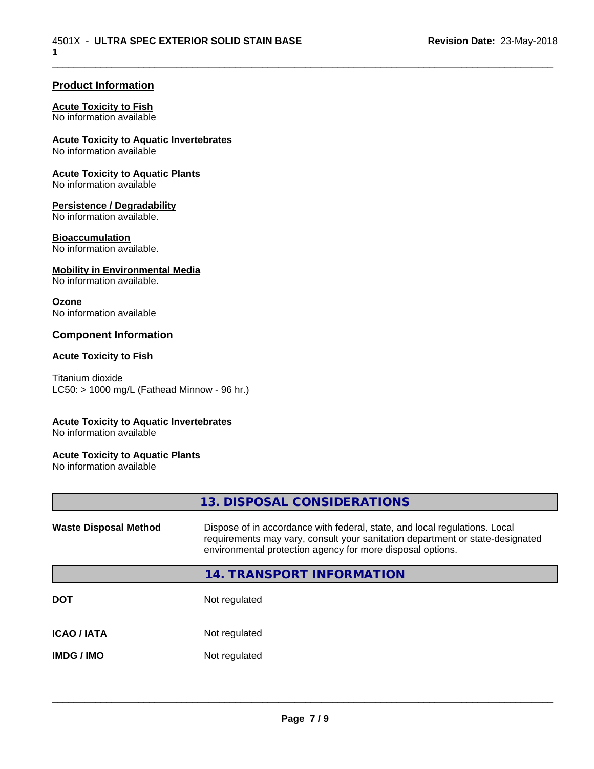### Product Information

**Acute Toxicity to Fish**
No information available

**Acute Toxicity to Aquatic Invertebrates**
No information available

**Acute Toxicity to Aquatic Plants**
No information available

**Persistence / Degradability**
No information available.

**Bioaccumulation**
No information available.

**Mobility in Environmental Media**
No information available.

**Ozone**
No information available

### Component Information

**Acute Toxicity to Fish**

Titanium dioxide
LC50: > 1000 mg/L (Fathead Minnow - 96 hr.)

**Acute Toxicity to Aquatic Invertebrates**
No information available

**Acute Toxicity to Aquatic Plants**
No information available

## 13. DISPOSAL CONSIDERATIONS

| | |
|---|---|
| **Waste Disposal Method** | Dispose of in accordance with federal, state, and local regulations. Local requirements may vary, consult your sanitation department or state-designated environmental protection agency for more disposal options. |

## 14. TRANSPORT INFORMATION

| | |
|---|---|
| **DOT** | Not regulated |
| **ICAO / IATA** | Not regulated |
| **IMDG / IMO** | Not regulated |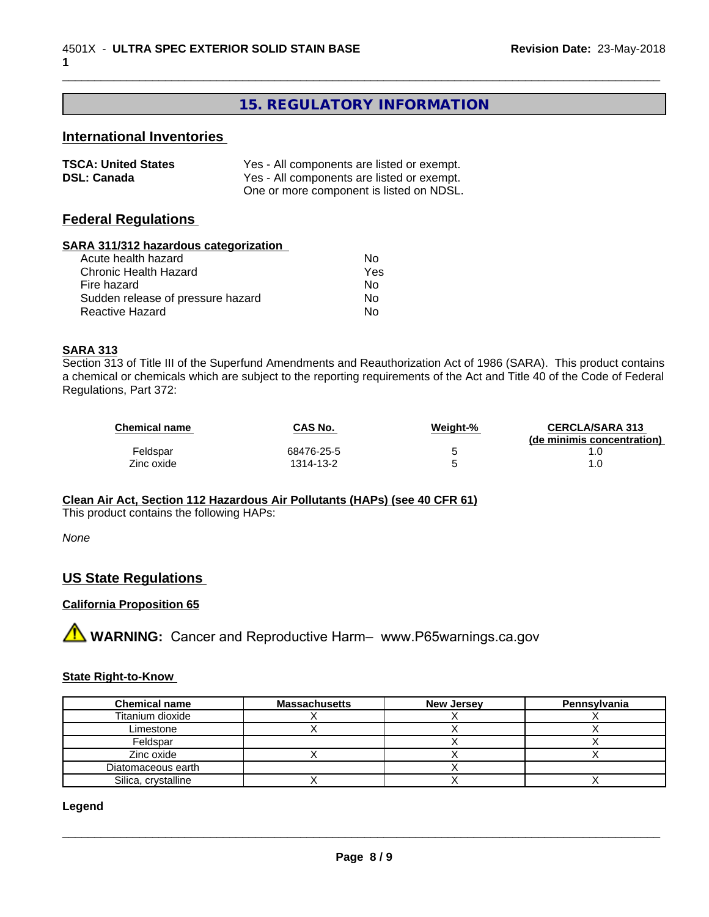# 15. REGULATORY INFORMATION

## International Inventories

| | |
|---|---|
| **TSCA: United States** | Yes - All components are listed or exempt. |
| **DSL: Canada** | Yes - All components are listed or exempt. |
| | One or more component is listed on NDSL. |

## Federal Regulations

### SARA 311/312 hazardous categorization

| | |
|---|---|
| Acute health hazard | No |
| Chronic Health Hazard | Yes |
| Fire hazard | No |
| Sudden release of pressure hazard | No |
| Reactive Hazard | No |

### SARA 313

Section 313 of Title III of the Superfund Amendments and Reauthorization Act of 1986 (SARA). This product contains a chemical or chemicals which are subject to the reporting requirements of the Act and Title 40 of the Code of Federal Regulations, Part 372:

| Chemical name | CAS No. | Weight-% | CERCLA/SARA 313 (de minimis concentration) |
|---|---|---|---|
| Feldspar | 68476-25-5 | 5 | 1.0 |
| Zinc oxide | 1314-13-2 | 5 | 1.0 |

### Clean Air Act, Section 112 Hazardous Air Pollutants (HAPs) (see 40 CFR 61)

This product contains the following HAPs:

*None*

## US State Regulations

### California Proposition 65

⚠ **WARNING:** Cancer and Reproductive Harm– www.P65warnings.ca.gov

### State Right-to-Know

| Chemical name | Massachusetts | New Jersey | Pennsylvania |
|---|---|---|---|
| Titanium dioxide | X | X | X |
| Limestone | X | X | X |
| Feldspar | | X | X |
| Zinc oxide | X | X | X |
| Diatomaceous earth | | X | |
| Silica, crystalline | X | X | X |

**Legend**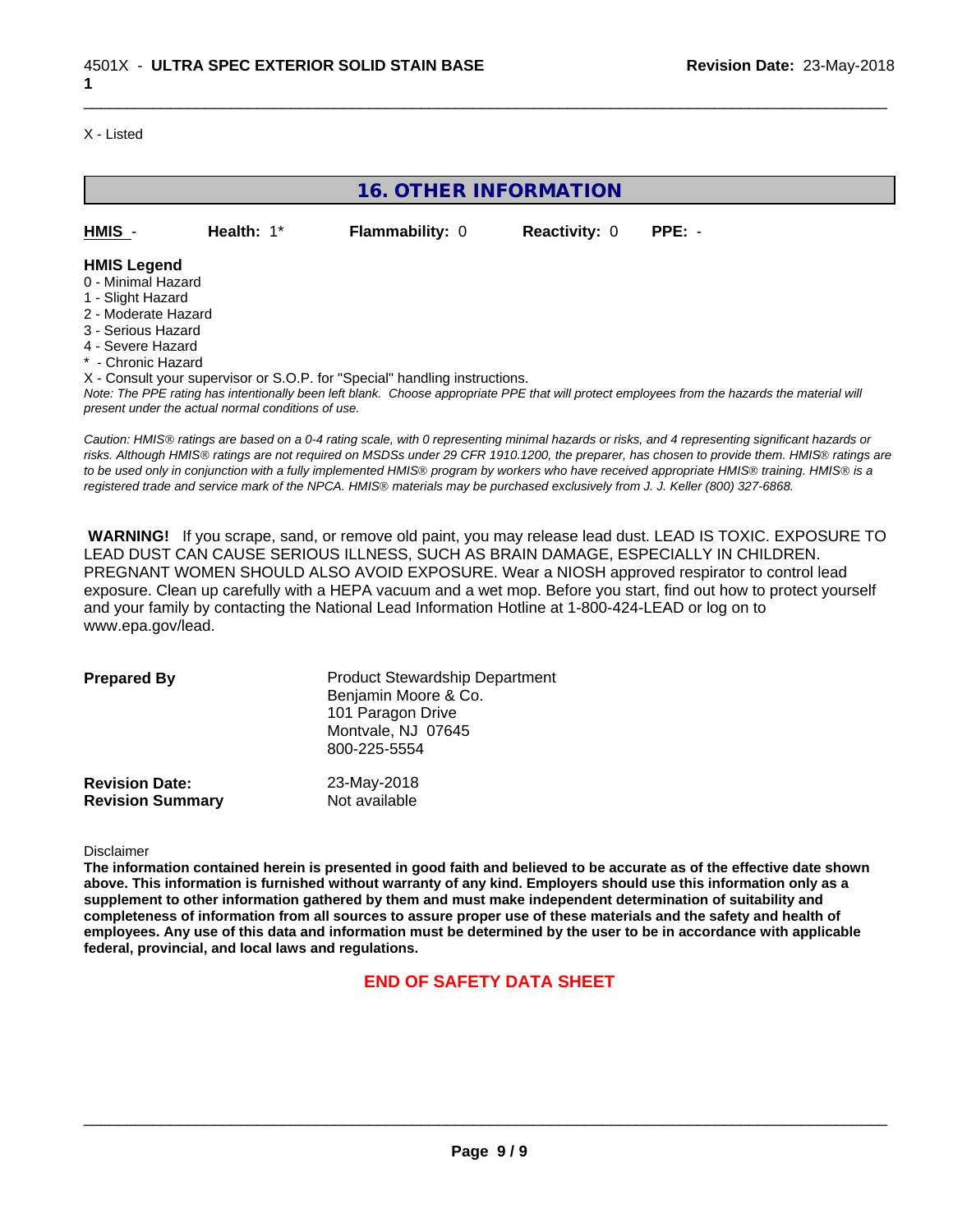X - Listed

## 16. OTHER INFORMATION

| | | | | |
|---|---|---|---|---|
| **HMIS** - | **Health:** 1* | **Flammability:** 0 | **Reactivity:** 0 | **PPE:** - |

**HMIS Legend**

0 - Minimal Hazard
1 - Slight Hazard
2 - Moderate Hazard
3 - Serious Hazard
4 - Severe Hazard
* - Chronic Hazard
X - Consult your supervisor or S.O.P. for "Special" handling instructions.

*Note: The PPE rating has intentionally been left blank. Choose appropriate PPE that will protect employees from the hazards the material will present under the actual normal conditions of use.*

*Caution: HMIS® ratings are based on a 0-4 rating scale, with 0 representing minimal hazards or risks, and 4 representing significant hazards or risks. Although HMIS® ratings are not required on MSDSs under 29 CFR 1910.1200, the preparer, has chosen to provide them. HMIS® ratings are to be used only in conjunction with a fully implemented HMIS® program by workers who have received appropriate HMIS® training. HMIS® is a registered trade and service mark of the NPCA. HMIS® materials may be purchased exclusively from J. J. Keller (800) 327-6868.*

**WARNING!** If you scrape, sand, or remove old paint, you may release lead dust. LEAD IS TOXIC. EXPOSURE TO LEAD DUST CAN CAUSE SERIOUS ILLNESS, SUCH AS BRAIN DAMAGE, ESPECIALLY IN CHILDREN. PREGNANT WOMEN SHOULD ALSO AVOID EXPOSURE. Wear a NIOSH approved respirator to control lead exposure. Clean up carefully with a HEPA vacuum and a wet mop. Before you start, find out how to protect yourself and your family by contacting the National Lead Information Hotline at 1-800-424-LEAD or log on to www.epa.gov/lead.

| | |
|---|---|
| **Prepared By** | Product Stewardship Department<br>Benjamin Moore & Co.<br>101 Paragon Drive<br>Montvale, NJ 07645<br>800-225-5554 |
| **Revision Date:** | 23-May-2018 |
| **Revision Summary** | Not available |

Disclaimer

**The information contained herein is presented in good faith and believed to be accurate as of the effective date shown above. This information is furnished without warranty of any kind. Employers should use this information only as a supplement to other information gathered by them and must make independent determination of suitability and completeness of information from all sources to assure proper use of these materials and the safety and health of employees. Any use of this data and information must be determined by the user to be in accordance with applicable federal, provincial, and local laws and regulations.**

**END OF SAFETY DATA SHEET**